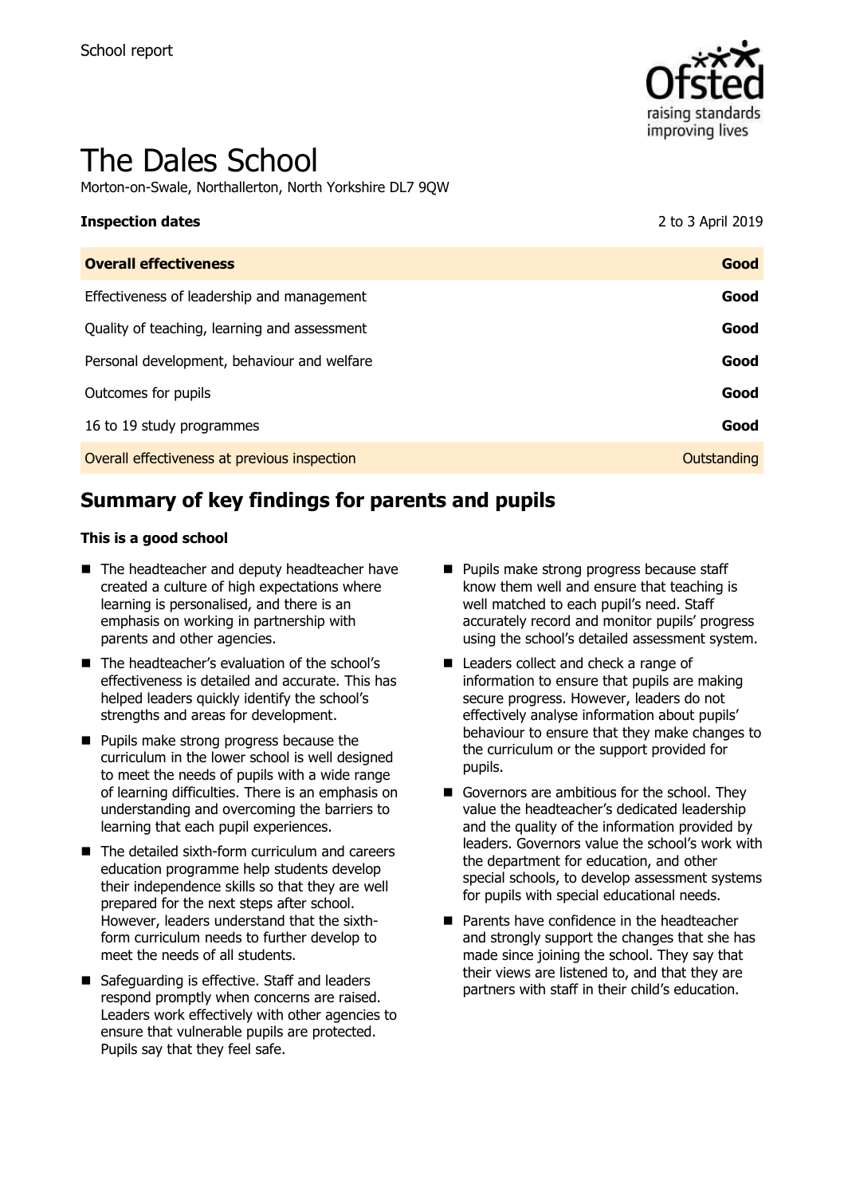School report

# The Dales School

Morton-on-Swale, Northallerton, North Yorkshire DL7 9QW

| **Inspection dates** | 2 to 3 April 2019 |
| --- | --- |
| **Overall effectiveness** | **Good** |
| Effectiveness of leadership and management | **Good** |
| Quality of teaching, learning and assessment | **Good** |
| Personal development, behaviour and welfare | **Good** |
| Outcomes for pupils | **Good** |
| 16 to 19 study programmes | **Good** |
| Overall effectiveness at previous inspection | Outstanding |

## Summary of key findings for parents and pupils

### This is a good school

- The headteacher and deputy headteacher have created a culture of high expectations where learning is personalised, and there is an emphasis on working in partnership with parents and other agencies.
- The headteacher's evaluation of the school's effectiveness is detailed and accurate. This has helped leaders quickly identify the school's strengths and areas for development.
- Pupils make strong progress because the curriculum in the lower school is well designed to meet the needs of pupils with a wide range of learning difficulties. There is an emphasis on understanding and overcoming the barriers to learning that each pupil experiences.
- The detailed sixth-form curriculum and careers education programme help students develop their independence skills so that they are well prepared for the next steps after school. However, leaders understand that the sixth-form curriculum needs to further develop to meet the needs of all students.
- Safeguarding is effective. Staff and leaders respond promptly when concerns are raised. Leaders work effectively with other agencies to ensure that vulnerable pupils are protected. Pupils say that they feel safe.
- Pupils make strong progress because staff know them well and ensure that teaching is well matched to each pupil's need. Staff accurately record and monitor pupils' progress using the school's detailed assessment system.
- Leaders collect and check a range of information to ensure that pupils are making secure progress. However, leaders do not effectively analyse information about pupils' behaviour to ensure that they make changes to the curriculum or the support provided for pupils.
- Governors are ambitious for the school. They value the headteacher's dedicated leadership and the quality of the information provided by leaders. Governors value the school's work with the department for education, and other special schools, to develop assessment systems for pupils with special educational needs.
- Parents have confidence in the headteacher and strongly support the changes that she has made since joining the school. They say that their views are listened to, and that they are partners with staff in their child's education.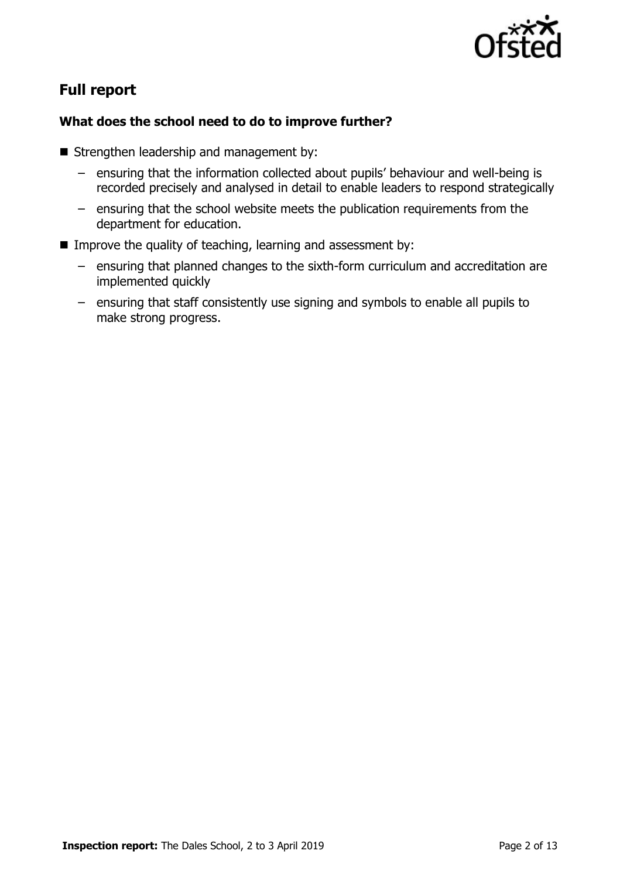## Full report

### What does the school need to do to improve further?

- Strengthen leadership and management by:
  - ensuring that the information collected about pupils' behaviour and well-being is recorded precisely and analysed in detail to enable leaders to respond strategically
  - ensuring that the school website meets the publication requirements from the department for education.
- Improve the quality of teaching, learning and assessment by:
  - ensuring that planned changes to the sixth-form curriculum and accreditation are implemented quickly
  - ensuring that staff consistently use signing and symbols to enable all pupils to make strong progress.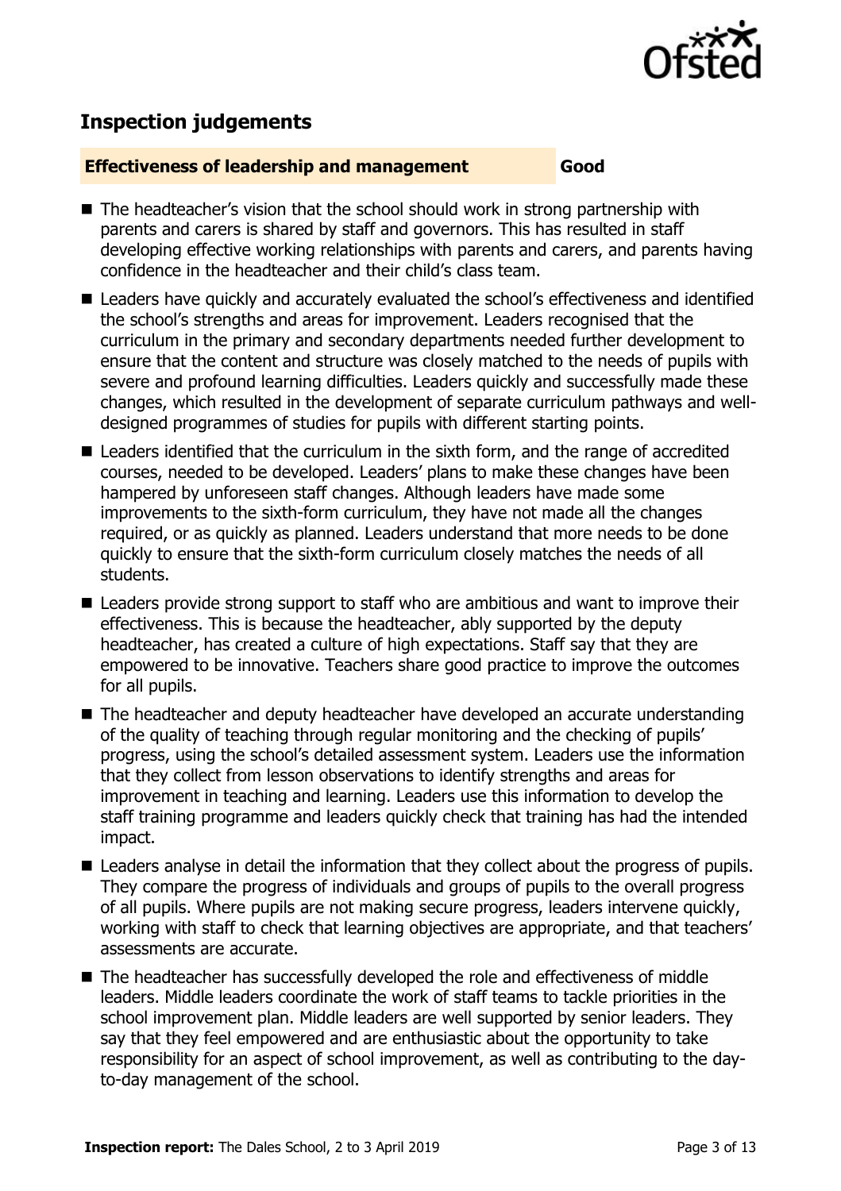## Inspection judgements

**Effectiveness of leadership and management** **Good**

- The headteacher's vision that the school should work in strong partnership with parents and carers is shared by staff and governors. This has resulted in staff developing effective working relationships with parents and carers, and parents having confidence in the headteacher and their child's class team.
- Leaders have quickly and accurately evaluated the school's effectiveness and identified the school's strengths and areas for improvement. Leaders recognised that the curriculum in the primary and secondary departments needed further development to ensure that the content and structure was closely matched to the needs of pupils with severe and profound learning difficulties. Leaders quickly and successfully made these changes, which resulted in the development of separate curriculum pathways and well-designed programmes of studies for pupils with different starting points.
- Leaders identified that the curriculum in the sixth form, and the range of accredited courses, needed to be developed. Leaders' plans to make these changes have been hampered by unforeseen staff changes. Although leaders have made some improvements to the sixth-form curriculum, they have not made all the changes required, or as quickly as planned. Leaders understand that more needs to be done quickly to ensure that the sixth-form curriculum closely matches the needs of all students.
- Leaders provide strong support to staff who are ambitious and want to improve their effectiveness. This is because the headteacher, ably supported by the deputy headteacher, has created a culture of high expectations. Staff say that they are empowered to be innovative. Teachers share good practice to improve the outcomes for all pupils.
- The headteacher and deputy headteacher have developed an accurate understanding of the quality of teaching through regular monitoring and the checking of pupils' progress, using the school's detailed assessment system. Leaders use the information that they collect from lesson observations to identify strengths and areas for improvement in teaching and learning. Leaders use this information to develop the staff training programme and leaders quickly check that training has had the intended impact.
- Leaders analyse in detail the information that they collect about the progress of pupils. They compare the progress of individuals and groups of pupils to the overall progress of all pupils. Where pupils are not making secure progress, leaders intervene quickly, working with staff to check that learning objectives are appropriate, and that teachers' assessments are accurate.
- The headteacher has successfully developed the role and effectiveness of middle leaders. Middle leaders coordinate the work of staff teams to tackle priorities in the school improvement plan. Middle leaders are well supported by senior leaders. They say that they feel empowered and are enthusiastic about the opportunity to take responsibility for an aspect of school improvement, as well as contributing to the day-to-day management of the school.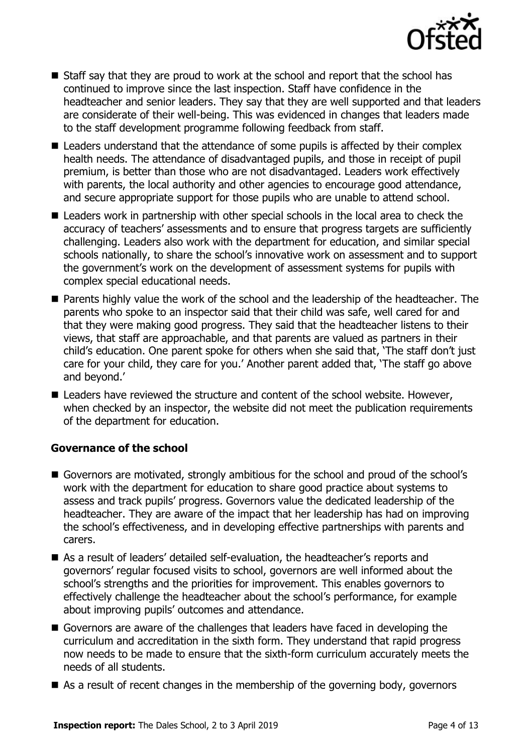- Staff say that they are proud to work at the school and report that the school has continued to improve since the last inspection. Staff have confidence in the headteacher and senior leaders. They say that they are well supported and that leaders are considerate of their well-being. This was evidenced in changes that leaders made to the staff development programme following feedback from staff.
- Leaders understand that the attendance of some pupils is affected by their complex health needs. The attendance of disadvantaged pupils, and those in receipt of pupil premium, is better than those who are not disadvantaged. Leaders work effectively with parents, the local authority and other agencies to encourage good attendance, and secure appropriate support for those pupils who are unable to attend school.
- Leaders work in partnership with other special schools in the local area to check the accuracy of teachers' assessments and to ensure that progress targets are sufficiently challenging. Leaders also work with the department for education, and similar special schools nationally, to share the school's innovative work on assessment and to support the government's work on the development of assessment systems for pupils with complex special educational needs.
- Parents highly value the work of the school and the leadership of the headteacher. The parents who spoke to an inspector said that their child was safe, well cared for and that they were making good progress. They said that the headteacher listens to their views, that staff are approachable, and that parents are valued as partners in their child's education. One parent spoke for others when she said that, 'The staff don't just care for your child, they care for you.' Another parent added that, 'The staff go above and beyond.'
- Leaders have reviewed the structure and content of the school website. However, when checked by an inspector, the website did not meet the publication requirements of the department for education.

### Governance of the school

- Governors are motivated, strongly ambitious for the school and proud of the school's work with the department for education to share good practice about systems to assess and track pupils' progress. Governors value the dedicated leadership of the headteacher. They are aware of the impact that her leadership has had on improving the school's effectiveness, and in developing effective partnerships with parents and carers.
- As a result of leaders' detailed self-evaluation, the headteacher's reports and governors' regular focused visits to school, governors are well informed about the school's strengths and the priorities for improvement. This enables governors to effectively challenge the headteacher about the school's performance, for example about improving pupils' outcomes and attendance.
- Governors are aware of the challenges that leaders have faced in developing the curriculum and accreditation in the sixth form. They understand that rapid progress now needs to be made to ensure that the sixth-form curriculum accurately meets the needs of all students.
- As a result of recent changes in the membership of the governing body, governors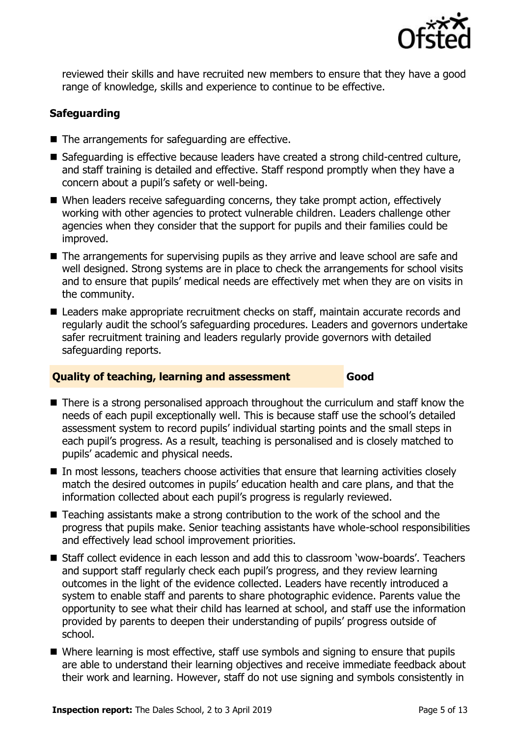reviewed their skills and have recruited new members to ensure that they have a good range of knowledge, skills and experience to continue to be effective.

### Safeguarding

- The arrangements for safeguarding are effective.
- Safeguarding is effective because leaders have created a strong child-centred culture, and staff training is detailed and effective. Staff respond promptly when they have a concern about a pupil's safety or well-being.
- When leaders receive safeguarding concerns, they take prompt action, effectively working with other agencies to protect vulnerable children. Leaders challenge other agencies when they consider that the support for pupils and their families could be improved.
- The arrangements for supervising pupils as they arrive and leave school are safe and well designed. Strong systems are in place to check the arrangements for school visits and to ensure that pupils' medical needs are effectively met when they are on visits in the community.
- Leaders make appropriate recruitment checks on staff, maintain accurate records and regularly audit the school's safeguarding procedures. Leaders and governors undertake safer recruitment training and leaders regularly provide governors with detailed safeguarding reports.

### Quality of teaching, learning and assessment — Good

- There is a strong personalised approach throughout the curriculum and staff know the needs of each pupil exceptionally well. This is because staff use the school's detailed assessment system to record pupils' individual starting points and the small steps in each pupil's progress. As a result, teaching is personalised and is closely matched to pupils' academic and physical needs.
- In most lessons, teachers choose activities that ensure that learning activities closely match the desired outcomes in pupils' education health and care plans, and that the information collected about each pupil's progress is regularly reviewed.
- Teaching assistants make a strong contribution to the work of the school and the progress that pupils make. Senior teaching assistants have whole-school responsibilities and effectively lead school improvement priorities.
- Staff collect evidence in each lesson and add this to classroom 'wow-boards'. Teachers and support staff regularly check each pupil's progress, and they review learning outcomes in the light of the evidence collected. Leaders have recently introduced a system to enable staff and parents to share photographic evidence. Parents value the opportunity to see what their child has learned at school, and staff use the information provided by parents to deepen their understanding of pupils' progress outside of school.
- Where learning is most effective, staff use symbols and signing to ensure that pupils are able to understand their learning objectives and receive immediate feedback about their work and learning. However, staff do not use signing and symbols consistently in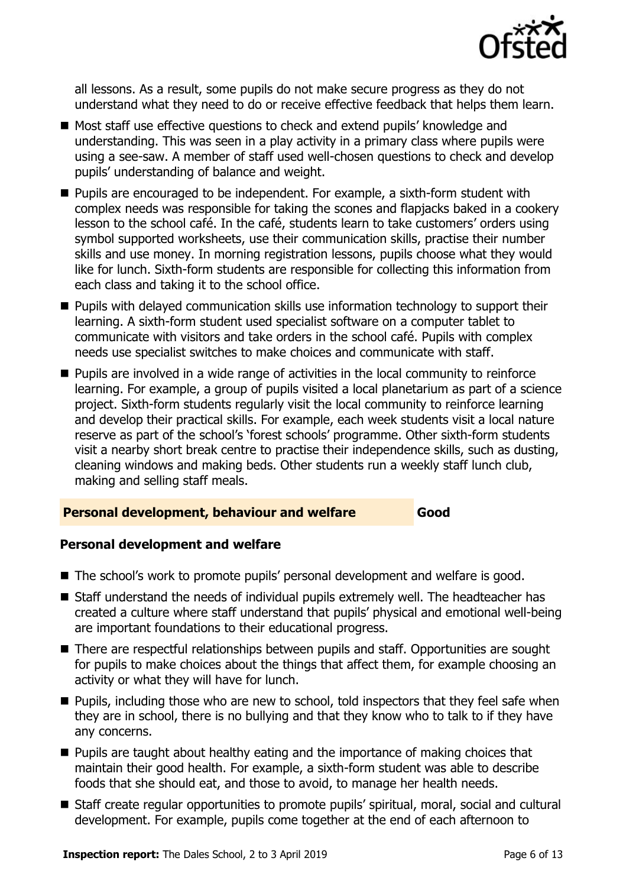all lessons. As a result, some pupils do not make secure progress as they do not understand what they need to do or receive effective feedback that helps them learn.

- Most staff use effective questions to check and extend pupils' knowledge and understanding. This was seen in a play activity in a primary class where pupils were using a see-saw. A member of staff used well-chosen questions to check and develop pupils' understanding of balance and weight.
- Pupils are encouraged to be independent. For example, a sixth-form student with complex needs was responsible for taking the scones and flapjacks baked in a cookery lesson to the school café. In the café, students learn to take customers' orders using symbol supported worksheets, use their communication skills, practise their number skills and use money. In morning registration lessons, pupils choose what they would like for lunch. Sixth-form students are responsible for collecting this information from each class and taking it to the school office.
- Pupils with delayed communication skills use information technology to support their learning. A sixth-form student used specialist software on a computer tablet to communicate with visitors and take orders in the school café. Pupils with complex needs use specialist switches to make choices and communicate with staff.
- Pupils are involved in a wide range of activities in the local community to reinforce learning. For example, a group of pupils visited a local planetarium as part of a science project. Sixth-form students regularly visit the local community to reinforce learning and develop their practical skills. For example, each week students visit a local nature reserve as part of the school's 'forest schools' programme. Other sixth-form students visit a nearby short break centre to practise their independence skills, such as dusting, cleaning windows and making beds. Other students run a weekly staff lunch club, making and selling staff meals.

## Personal development, behaviour and welfare — Good

### Personal development and welfare

- The school's work to promote pupils' personal development and welfare is good.
- Staff understand the needs of individual pupils extremely well. The headteacher has created a culture where staff understand that pupils' physical and emotional well-being are important foundations to their educational progress.
- There are respectful relationships between pupils and staff. Opportunities are sought for pupils to make choices about the things that affect them, for example choosing an activity or what they will have for lunch.
- Pupils, including those who are new to school, told inspectors that they feel safe when they are in school, there is no bullying and that they know who to talk to if they have any concerns.
- Pupils are taught about healthy eating and the importance of making choices that maintain their good health. For example, a sixth-form student was able to describe foods that she should eat, and those to avoid, to manage her health needs.
- Staff create regular opportunities to promote pupils' spiritual, moral, social and cultural development. For example, pupils come together at the end of each afternoon to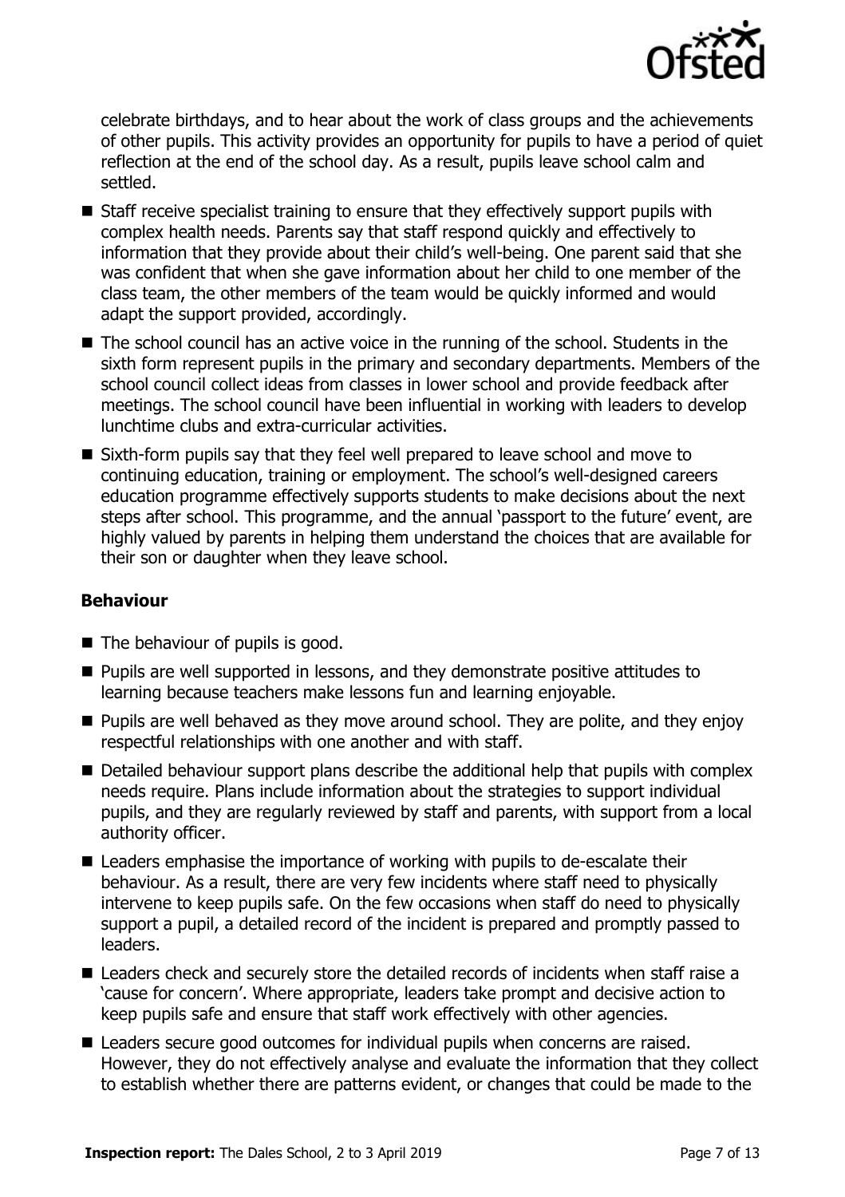celebrate birthdays, and to hear about the work of class groups and the achievements of other pupils. This activity provides an opportunity for pupils to have a period of quiet reflection at the end of the school day. As a result, pupils leave school calm and settled.

- Staff receive specialist training to ensure that they effectively support pupils with complex health needs. Parents say that staff respond quickly and effectively to information that they provide about their child's well-being. One parent said that she was confident that when she gave information about her child to one member of the class team, the other members of the team would be quickly informed and would adapt the support provided, accordingly.
- The school council has an active voice in the running of the school. Students in the sixth form represent pupils in the primary and secondary departments. Members of the school council collect ideas from classes in lower school and provide feedback after meetings. The school council have been influential in working with leaders to develop lunchtime clubs and extra-curricular activities.
- Sixth-form pupils say that they feel well prepared to leave school and move to continuing education, training or employment. The school's well-designed careers education programme effectively supports students to make decisions about the next steps after school. This programme, and the annual 'passport to the future' event, are highly valued by parents in helping them understand the choices that are available for their son or daughter when they leave school.

### Behaviour

- The behaviour of pupils is good.
- Pupils are well supported in lessons, and they demonstrate positive attitudes to learning because teachers make lessons fun and learning enjoyable.
- Pupils are well behaved as they move around school. They are polite, and they enjoy respectful relationships with one another and with staff.
- Detailed behaviour support plans describe the additional help that pupils with complex needs require. Plans include information about the strategies to support individual pupils, and they are regularly reviewed by staff and parents, with support from a local authority officer.
- Leaders emphasise the importance of working with pupils to de-escalate their behaviour. As a result, there are very few incidents where staff need to physically intervene to keep pupils safe. On the few occasions when staff do need to physically support a pupil, a detailed record of the incident is prepared and promptly passed to leaders.
- Leaders check and securely store the detailed records of incidents when staff raise a 'cause for concern'. Where appropriate, leaders take prompt and decisive action to keep pupils safe and ensure that staff work effectively with other agencies.
- Leaders secure good outcomes for individual pupils when concerns are raised. However, they do not effectively analyse and evaluate the information that they collect to establish whether there are patterns evident, or changes that could be made to the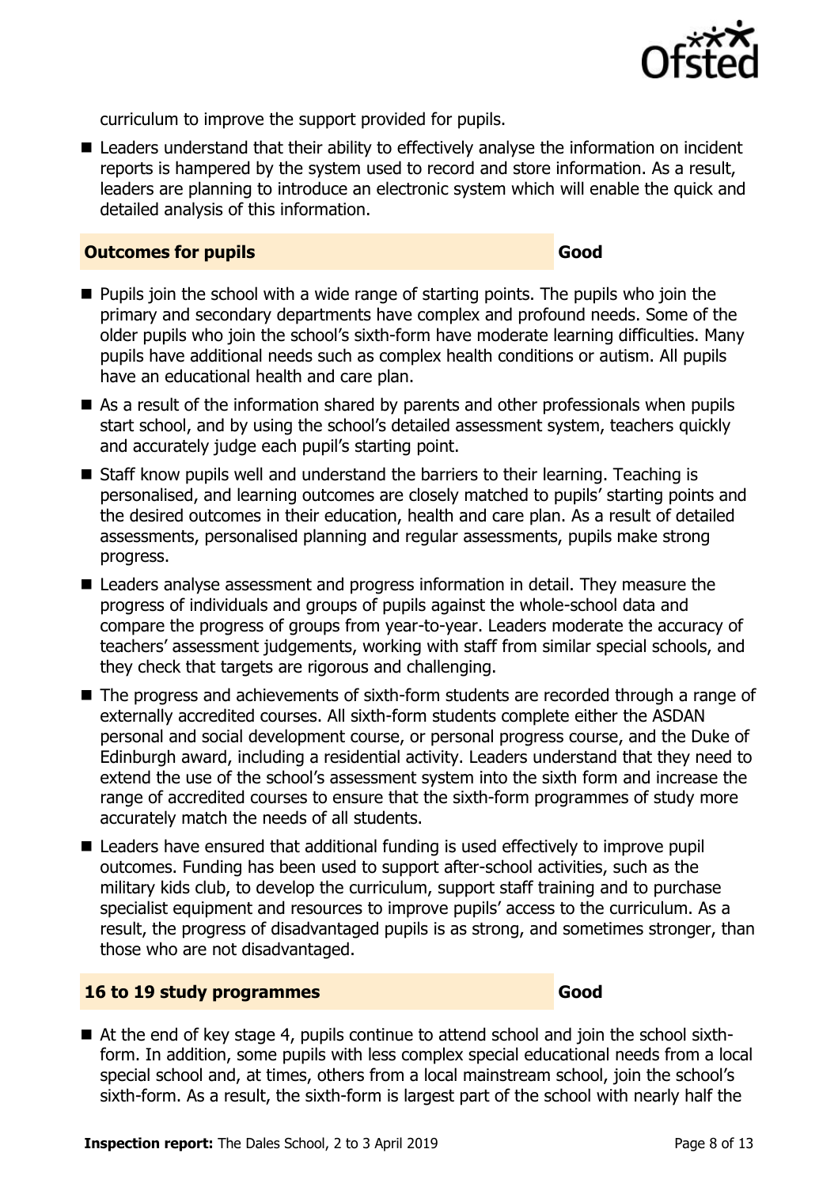curriculum to improve the support provided for pupils.

- Leaders understand that their ability to effectively analyse the information on incident reports is hampered by the system used to record and store information. As a result, leaders are planning to introduce an electronic system which will enable the quick and detailed analysis of this information.

### Outcomes for pupils — Good

- Pupils join the school with a wide range of starting points. The pupils who join the primary and secondary departments have complex and profound needs. Some of the older pupils who join the school's sixth-form have moderate learning difficulties. Many pupils have additional needs such as complex health conditions or autism. All pupils have an educational health and care plan.
- As a result of the information shared by parents and other professionals when pupils start school, and by using the school's detailed assessment system, teachers quickly and accurately judge each pupil's starting point.
- Staff know pupils well and understand the barriers to their learning. Teaching is personalised, and learning outcomes are closely matched to pupils' starting points and the desired outcomes in their education, health and care plan. As a result of detailed assessments, personalised planning and regular assessments, pupils make strong progress.
- Leaders analyse assessment and progress information in detail. They measure the progress of individuals and groups of pupils against the whole-school data and compare the progress of groups from year-to-year. Leaders moderate the accuracy of teachers' assessment judgements, working with staff from similar special schools, and they check that targets are rigorous and challenging.
- The progress and achievements of sixth-form students are recorded through a range of externally accredited courses. All sixth-form students complete either the ASDAN personal and social development course, or personal progress course, and the Duke of Edinburgh award, including a residential activity. Leaders understand that they need to extend the use of the school's assessment system into the sixth form and increase the range of accredited courses to ensure that the sixth-form programmes of study more accurately match the needs of all students.
- Leaders have ensured that additional funding is used effectively to improve pupil outcomes. Funding has been used to support after-school activities, such as the military kids club, to develop the curriculum, support staff training and to purchase specialist equipment and resources to improve pupils' access to the curriculum. As a result, the progress of disadvantaged pupils is as strong, and sometimes stronger, than those who are not disadvantaged.

### 16 to 19 study programmes — Good

- At the end of key stage 4, pupils continue to attend school and join the school sixth-form. In addition, some pupils with less complex special educational needs from a local special school and, at times, others from a local mainstream school, join the school's sixth-form. As a result, the sixth-form is largest part of the school with nearly half the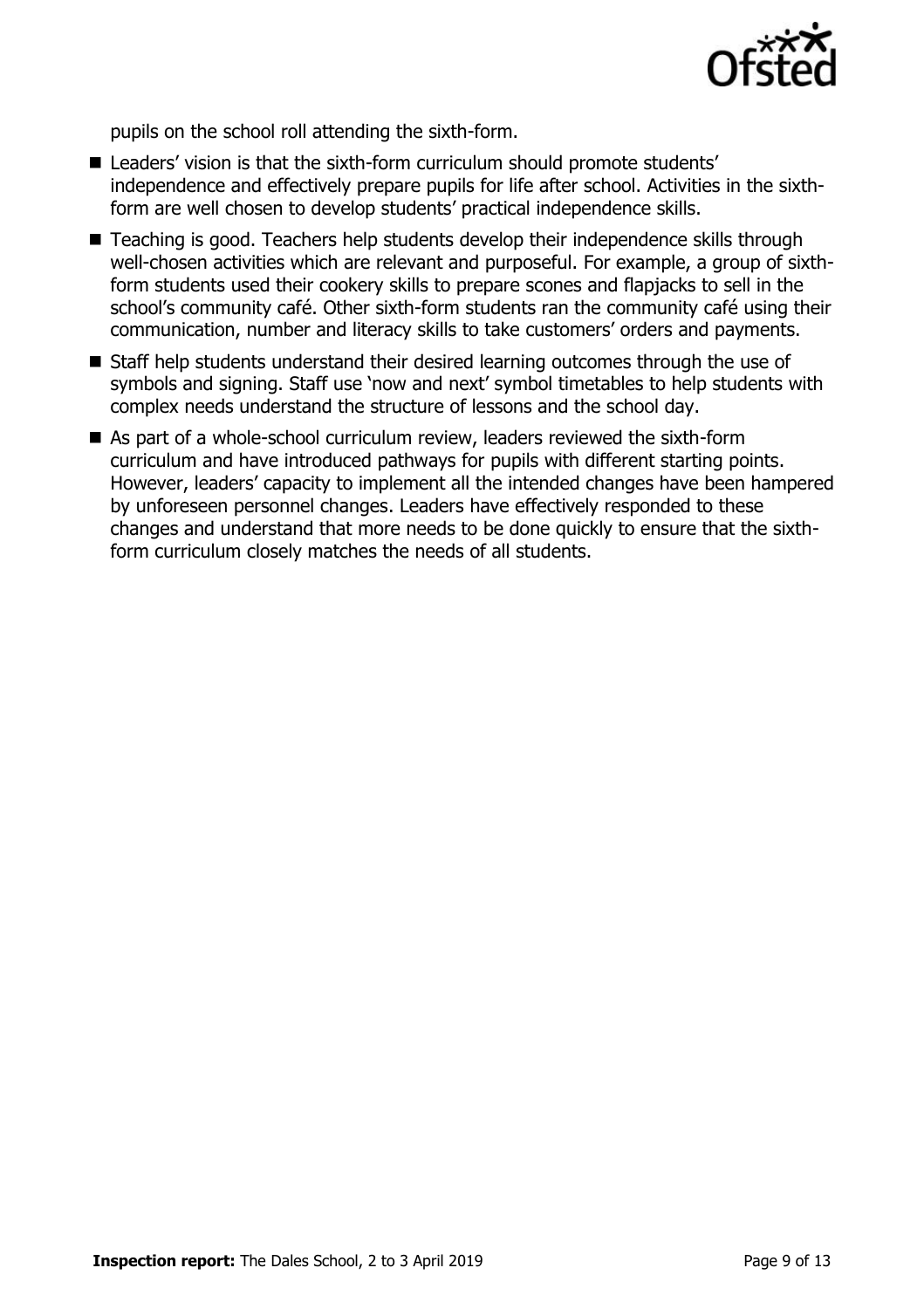pupils on the school roll attending the sixth-form.

- Leaders' vision is that the sixth-form curriculum should promote students' independence and effectively prepare pupils for life after school. Activities in the sixth-form are well chosen to develop students' practical independence skills.
- Teaching is good. Teachers help students develop their independence skills through well-chosen activities which are relevant and purposeful. For example, a group of sixth-form students used their cookery skills to prepare scones and flapjacks to sell in the school's community café. Other sixth-form students ran the community café using their communication, number and literacy skills to take customers' orders and payments.
- Staff help students understand their desired learning outcomes through the use of symbols and signing. Staff use 'now and next' symbol timetables to help students with complex needs understand the structure of lessons and the school day.
- As part of a whole-school curriculum review, leaders reviewed the sixth-form curriculum and have introduced pathways for pupils with different starting points. However, leaders' capacity to implement all the intended changes have been hampered by unforeseen personnel changes. Leaders have effectively responded to these changes and understand that more needs to be done quickly to ensure that the sixth-form curriculum closely matches the needs of all students.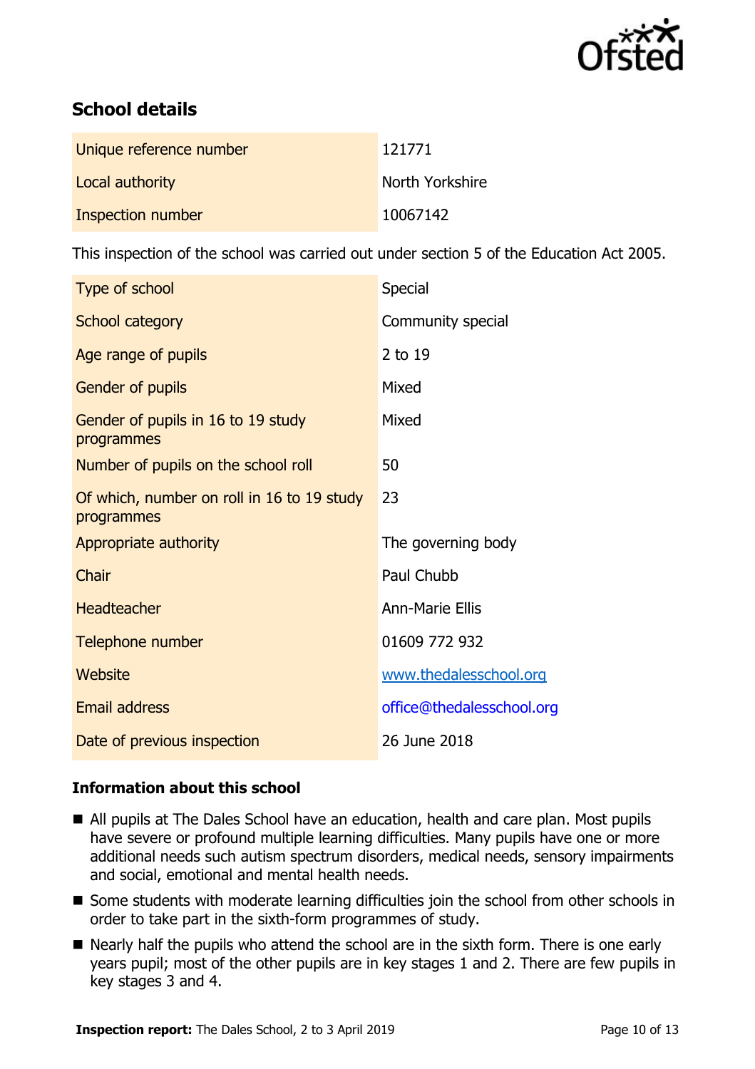## School details

| | |
|---|---|
| Unique reference number | 121771 |
| Local authority | North Yorkshire |
| Inspection number | 10067142 |

This inspection of the school was carried out under section 5 of the Education Act 2005.

| | |
|---|---|
| Type of school | Special |
| School category | Community special |
| Age range of pupils | 2 to 19 |
| Gender of pupils | Mixed |
| Gender of pupils in 16 to 19 study programmes | Mixed |
| Number of pupils on the school roll | 50 |
| Of which, number on roll in 16 to 19 study programmes | 23 |
| Appropriate authority | The governing body |
| Chair | Paul Chubb |
| Headteacher | Ann-Marie Ellis |
| Telephone number | 01609 772 932 |
| Website | www.thedalesschool.org |
| Email address | office@thedalesschool.org |
| Date of previous inspection | 26 June 2018 |

### Information about this school

- All pupils at The Dales School have an education, health and care plan. Most pupils have severe or profound multiple learning difficulties. Many pupils have one or more additional needs such autism spectrum disorders, medical needs, sensory impairments and social, emotional and mental health needs.
- Some students with moderate learning difficulties join the school from other schools in order to take part in the sixth-form programmes of study.
- Nearly half the pupils who attend the school are in the sixth form. There is one early years pupil; most of the other pupils are in key stages 1 and 2. There are few pupils in key stages 3 and 4.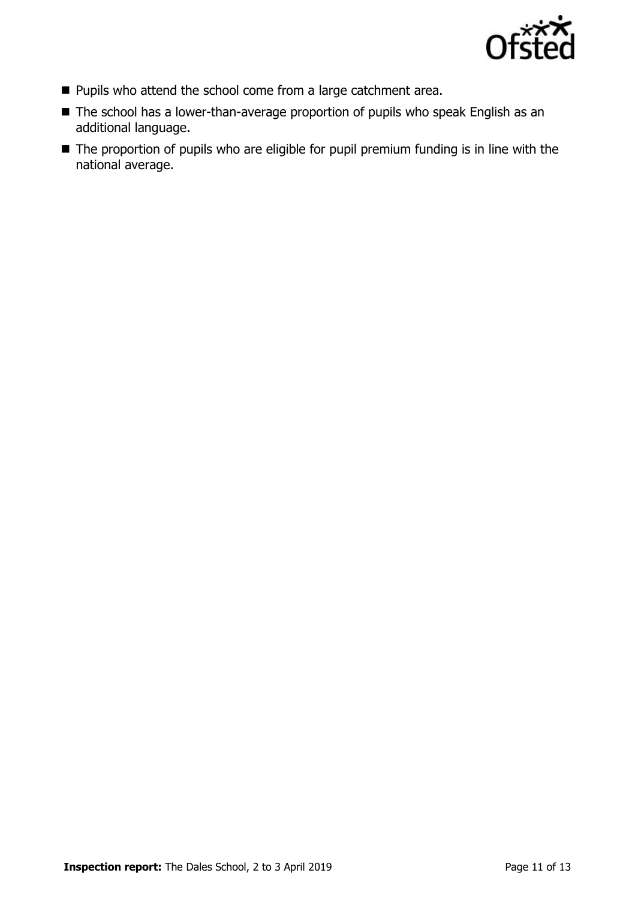- Pupils who attend the school come from a large catchment area.
- The school has a lower-than-average proportion of pupils who speak English as an additional language.
- The proportion of pupils who are eligible for pupil premium funding is in line with the national average.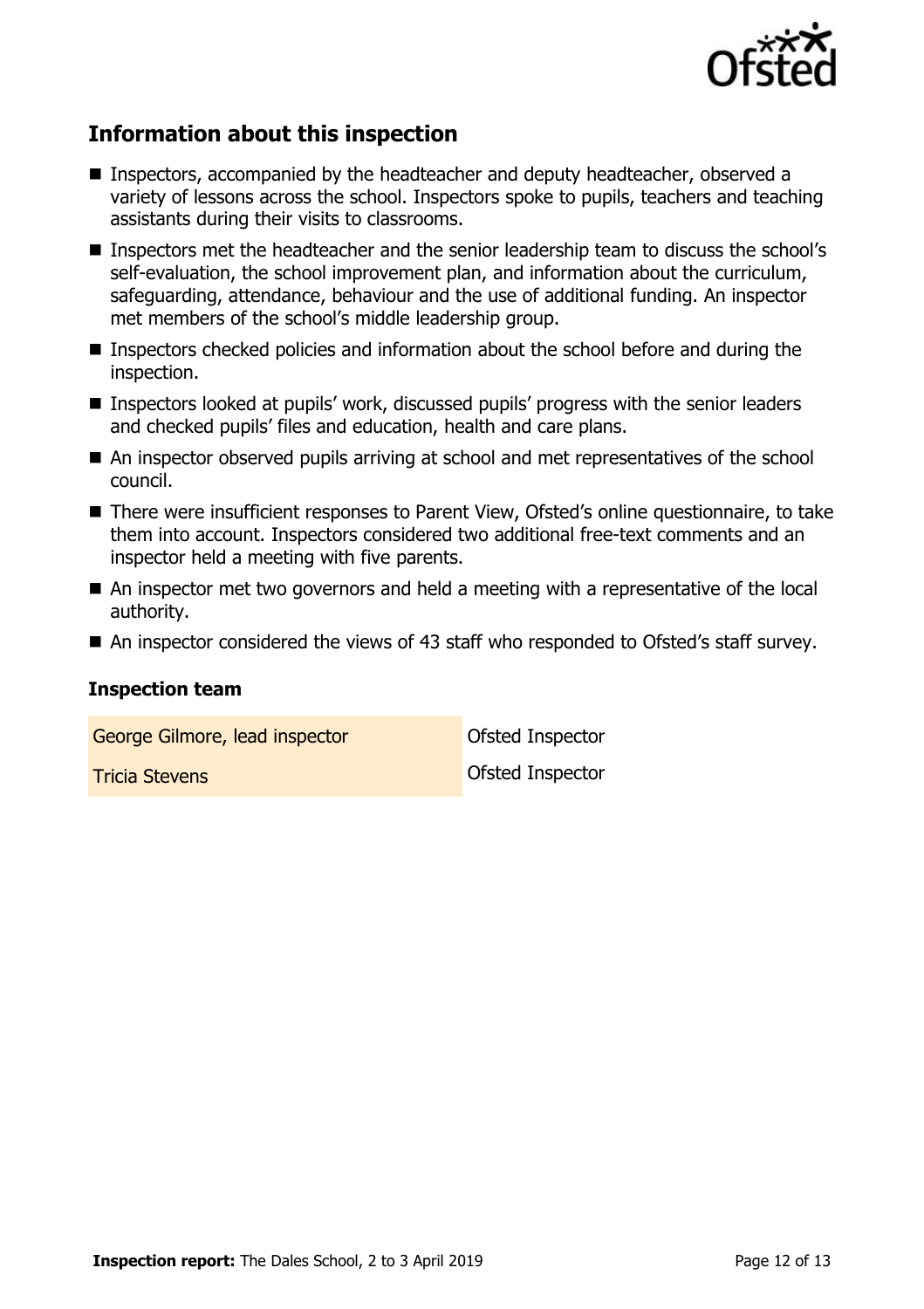## Information about this inspection

- Inspectors, accompanied by the headteacher and deputy headteacher, observed a variety of lessons across the school. Inspectors spoke to pupils, teachers and teaching assistants during their visits to classrooms.
- Inspectors met the headteacher and the senior leadership team to discuss the school's self-evaluation, the school improvement plan, and information about the curriculum, safeguarding, attendance, behaviour and the use of additional funding. An inspector met members of the school's middle leadership group.
- Inspectors checked policies and information about the school before and during the inspection.
- Inspectors looked at pupils' work, discussed pupils' progress with the senior leaders and checked pupils' files and education, health and care plans.
- An inspector observed pupils arriving at school and met representatives of the school council.
- There were insufficient responses to Parent View, Ofsted's online questionnaire, to take them into account. Inspectors considered two additional free-text comments and an inspector held a meeting with five parents.
- An inspector met two governors and held a meeting with a representative of the local authority.
- An inspector considered the views of 43 staff who responded to Ofsted's staff survey.

### Inspection team

| | |
|---|---|
| George Gilmore, lead inspector | Ofsted Inspector |
| Tricia Stevens | Ofsted Inspector |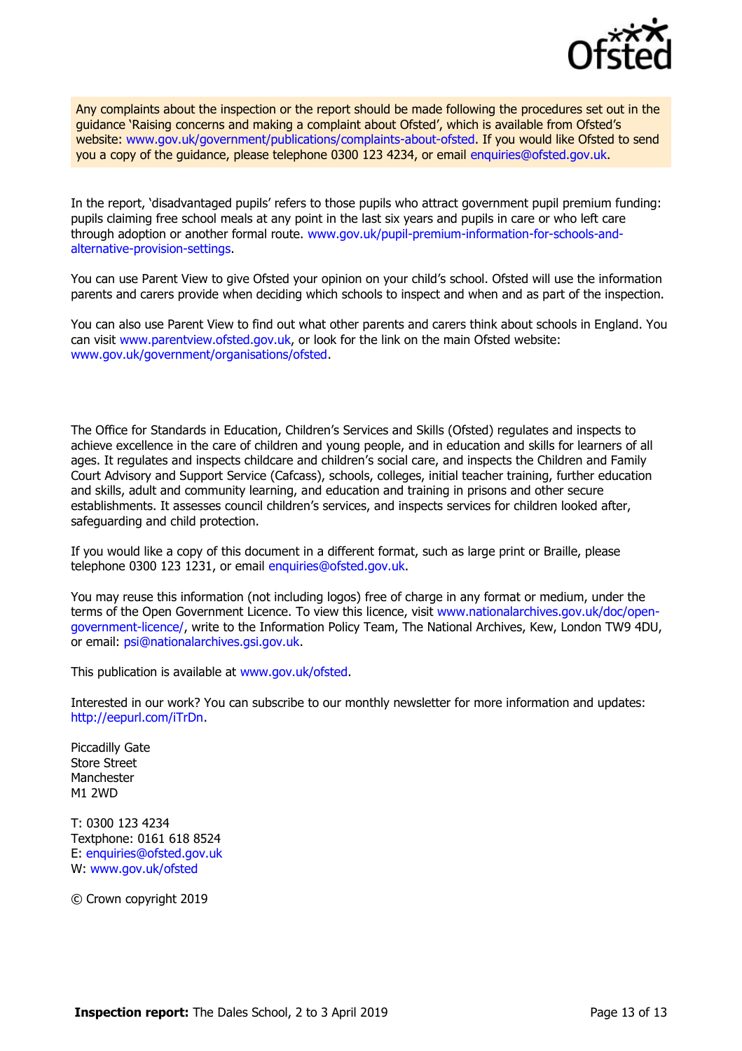Any complaints about the inspection or the report should be made following the procedures set out in the guidance 'Raising concerns and making a complaint about Ofsted', which is available from Ofsted's website: www.gov.uk/government/publications/complaints-about-ofsted. If you would like Ofsted to send you a copy of the guidance, please telephone 0300 123 4234, or email enquiries@ofsted.gov.uk.

In the report, 'disadvantaged pupils' refers to those pupils who attract government pupil premium funding: pupils claiming free school meals at any point in the last six years and pupils in care or who left care through adoption or another formal route. www.gov.uk/pupil-premium-information-for-schools-and-alternative-provision-settings.

You can use Parent View to give Ofsted your opinion on your child's school. Ofsted will use the information parents and carers provide when deciding which schools to inspect and when and as part of the inspection.

You can also use Parent View to find out what other parents and carers think about schools in England. You can visit www.parentview.ofsted.gov.uk, or look for the link on the main Ofsted website: www.gov.uk/government/organisations/ofsted.

The Office for Standards in Education, Children's Services and Skills (Ofsted) regulates and inspects to achieve excellence in the care of children and young people, and in education and skills for learners of all ages. It regulates and inspects childcare and children's social care, and inspects the Children and Family Court Advisory and Support Service (Cafcass), schools, colleges, initial teacher training, further education and skills, adult and community learning, and education and training in prisons and other secure establishments. It assesses council children's services, and inspects services for children looked after, safeguarding and child protection.

If you would like a copy of this document in a different format, such as large print or Braille, please telephone 0300 123 1231, or email enquiries@ofsted.gov.uk.

You may reuse this information (not including logos) free of charge in any format or medium, under the terms of the Open Government Licence. To view this licence, visit www.nationalarchives.gov.uk/doc/open-government-licence/, write to the Information Policy Team, The National Archives, Kew, London TW9 4DU, or email: psi@nationalarchives.gsi.gov.uk.

This publication is available at www.gov.uk/ofsted.

Interested in our work? You can subscribe to our monthly newsletter for more information and updates: http://eepurl.com/iTrDn.

Piccadilly Gate
Store Street
Manchester
M1 2WD

T: 0300 123 4234
Textphone: 0161 618 8524
E: enquiries@ofsted.gov.uk
W: www.gov.uk/ofsted

© Crown copyright 2019